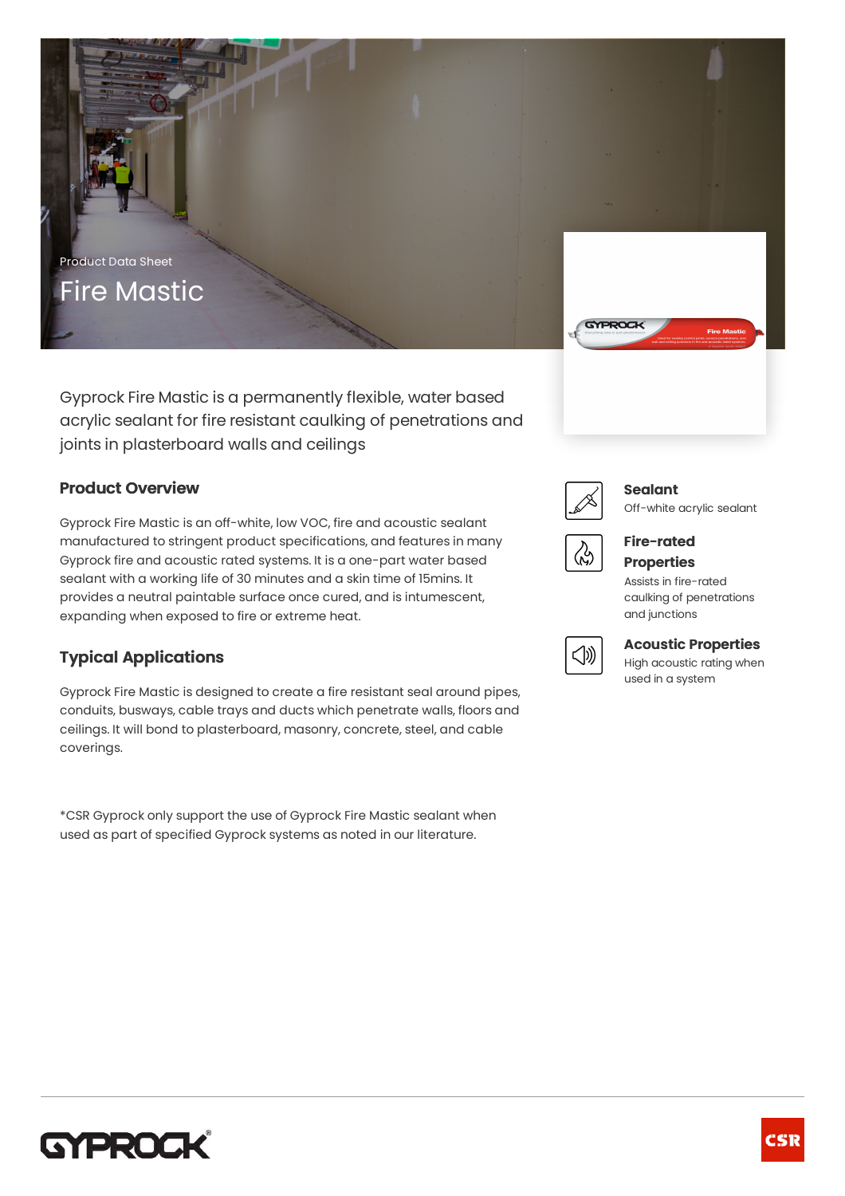Product Data Sheet

# Fire Mastic

Gyprock Fire Mastic is a permanently flexible, water based acrylic sealant for fire resistant caulking of penetrations and joints in plasterboard walls and ceilings

## Product Overview

Gyprock Fire Mastic is an off-white, low VOC, fire and acoustic sealant manufactured to stringent product specifications, and features in many Gyprock fire and acoustic rated systems. It is a one-part water based sealant with a working life of 30 minutes and a skin time of 15mins. It provides a neutral paintable surface once cured, and is intumescent, expanding when exposed to fire or extreme heat.

## Typical Applications

Gyprock Fire Mastic is designed to create a fire resistant seal around pipes, conduits, busways, cable trays and ducts which penetrate walls, floors and ceilings. It will bond to plasterboard, masonry, concrete, steel, and cable coverings.

*CSR Gyprock only support the use of Gyprock Fire Mastic sealant when used as part of specified Gyprock systems as noted in our literature.

**Sealant**
Off-white acrylic sealant

**Fire-rated Properties**
Assists in fire-rated caulking of penetrations and junctions

**Acoustic Properties**
High acoustic rating when used in a system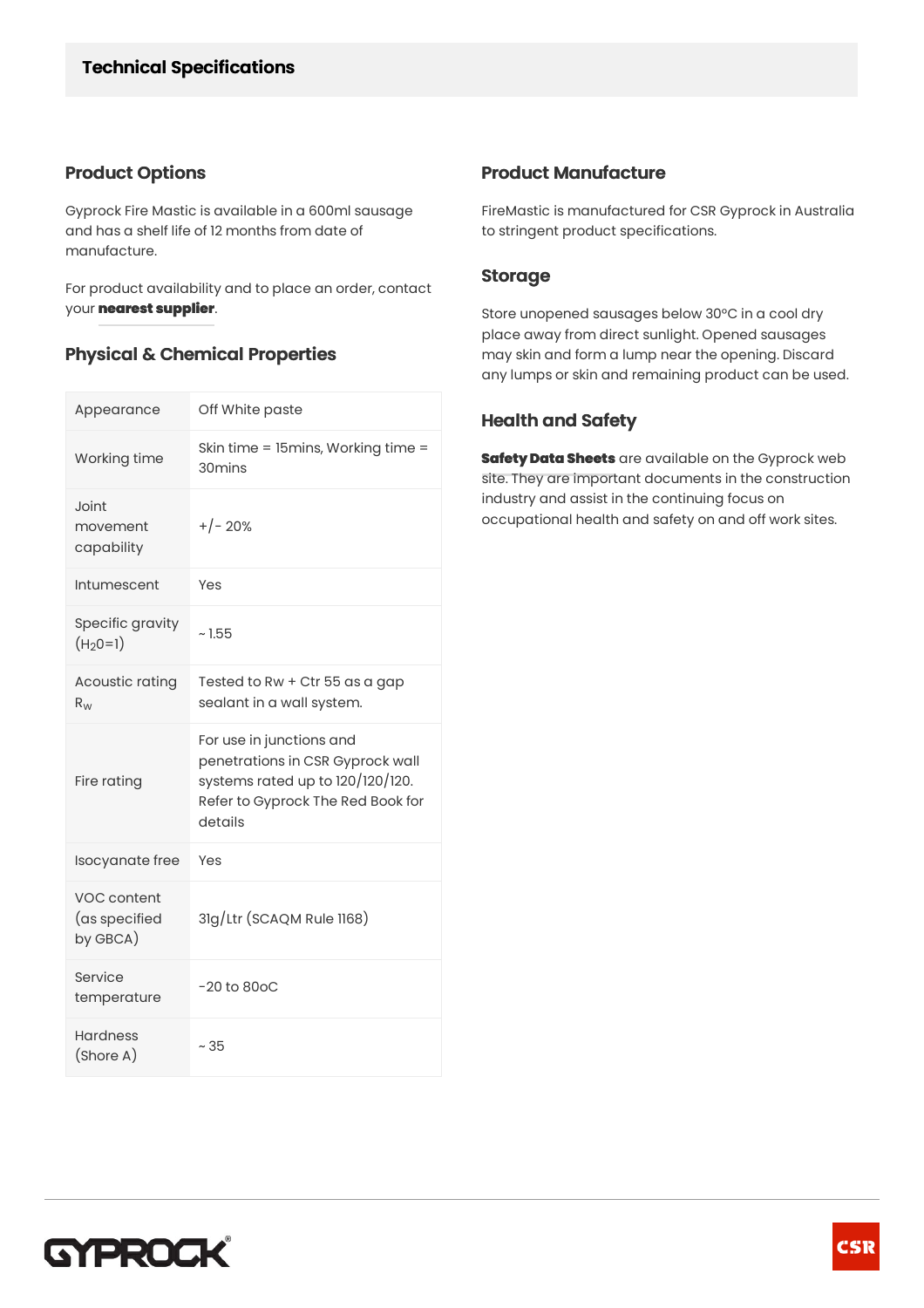## Technical Specifications

### Product Options

Gyprock Fire Mastic is available in a 600ml sausage and has a shelf life of 12 months from date of manufacture.

For product availability and to place an order, contact your **nearest supplier**.

### Physical & Chemical Properties

| Property | Value |
|---|---|
| Appearance | Off White paste |
| Working time | Skin time = 15mins, Working time = 30mins |
| Joint movement capability | +/- 20% |
| Intumescent | Yes |
| Specific gravity ($H_20$=1) | ~ 1.55 |
| Acoustic rating $R_w$ | Tested to Rw + Ctr 55 as a gap sealant in a wall system. |
| Fire rating | For use in junctions and penetrations in CSR Gyprock wall systems rated up to 120/120/120. Refer to Gyprock The Red Book for details |
| Isocyanate free | Yes |
| VOC content (as specified by GBCA) | 31g/Ltr (SCAQM Rule 1168) |
| Service temperature | -20 to 80oC |
| Hardness (Shore A) | ~ 35 |

### Product Manufacture

FireMastic is manufactured for CSR Gyprock in Australia to stringent product specifications.

### Storage

Store unopened sausages below 30°C in a cool dry place away from direct sunlight. Opened sausages may skin and form a lump near the opening. Discard any lumps or skin and remaining product can be used.

### Health and Safety

**Safety Data Sheets** are available on the Gyprock web site. They are important documents in the construction industry and assist in the continuing focus on occupational health and safety on and off work sites.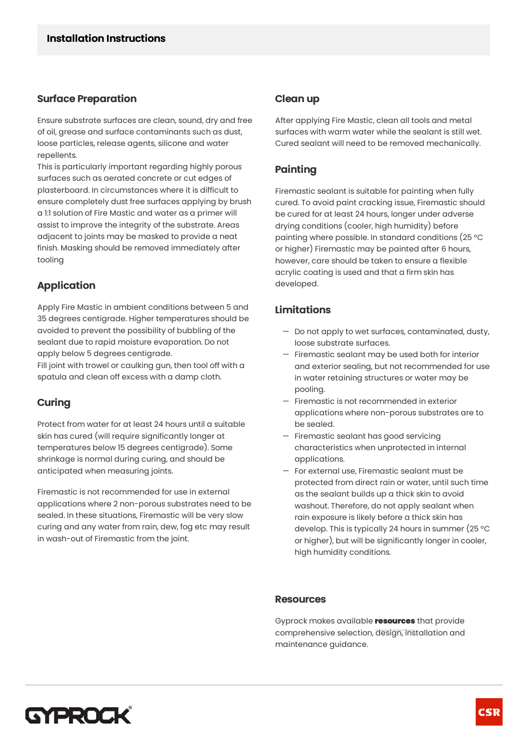## Installation Instructions

### Surface Preparation

Ensure substrate surfaces are clean, sound, dry and free of oil, grease and surface contaminants such as dust, loose particles, release agents, silicone and water repellents.
This is particularly important regarding highly porous surfaces such as aerated concrete or cut edges of plasterboard. In circumstances where it is difficult to ensure completely dust free surfaces applying by brush a 1:1 solution of Fire Mastic and water as a primer will assist to improve the integrity of the substrate. Areas adjacent to joints may be masked to provide a neat finish. Masking should be removed immediately after tooling

### Application

Apply Fire Mastic in ambient conditions between 5 and 35 degrees centigrade. Higher temperatures should be avoided to prevent the possibility of bubbling of the sealant due to rapid moisture evaporation. Do not apply below 5 degrees centigrade.
Fill joint with trowel or caulking gun, then tool off with a spatula and clean off excess with a damp cloth.

### Curing

Protect from water for at least 24 hours until a suitable skin has cured (will require significantly longer at temperatures below 15 degrees centigrade). Some shrinkage is normal during curing, and should be anticipated when measuring joints.

Firemastic is not recommended for use in external applications where 2 non-porous substrates need to be sealed. In these situations, Firemastic will be very slow curing and any water from rain, dew, fog etc may result in wash-out of Firemastic from the joint.

### Clean up

After applying Fire Mastic, clean all tools and metal surfaces with warm water while the sealant is still wet. Cured sealant will need to be removed mechanically.

### Painting

Firemastic sealant is suitable for painting when fully cured. To avoid paint cracking issue, Firemastic should be cured for at least 24 hours, longer under adverse drying conditions (cooler, high humidity) before painting where possible. In standard conditions (25 °C or higher) Firemastic may be painted after 6 hours, however, care should be taken to ensure a flexible acrylic coating is used and that a firm skin has developed.

### Limitations

- Do not apply to wet surfaces, contaminated, dusty, loose substrate surfaces.
- Firemastic sealant may be used both for interior and exterior sealing, but not recommended for use in water retaining structures or water may be pooling.
- Firemastic is not recommended in exterior applications where non-porous substrates are to be sealed.
- Firemastic sealant has good servicing characteristics when unprotected in internal applications.
- For external use, Firemastic sealant must be protected from direct rain or water, until such time as the sealant builds up a thick skin to avoid washout. Therefore, do not apply sealant when rain exposure is likely before a thick skin has develop. This is typically 24 hours in summer (25 °C or higher), but will be significantly longer in cooler, high humidity conditions.

### Resources

Gyprock makes available **resources** that provide comprehensive selection, design, installation and maintenance guidance.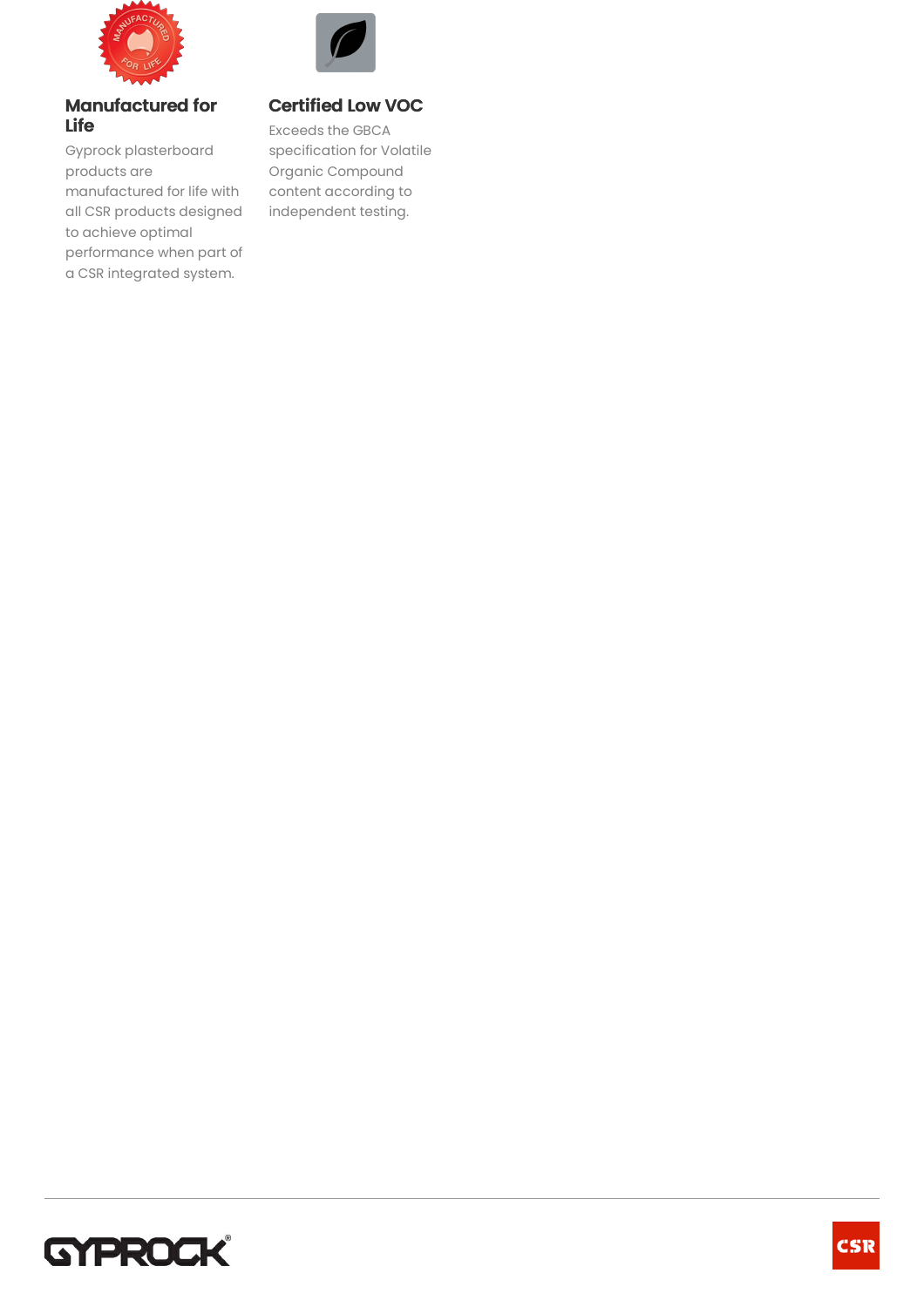### Manufactured for Life

Gyprock plasterboard products are manufactured for life with all CSR products designed to achieve optimal performance when part of a CSR integrated system.

### Certified Low VOC

Exceeds the GBCA specification for Volatile Organic Compound content according to independent testing.